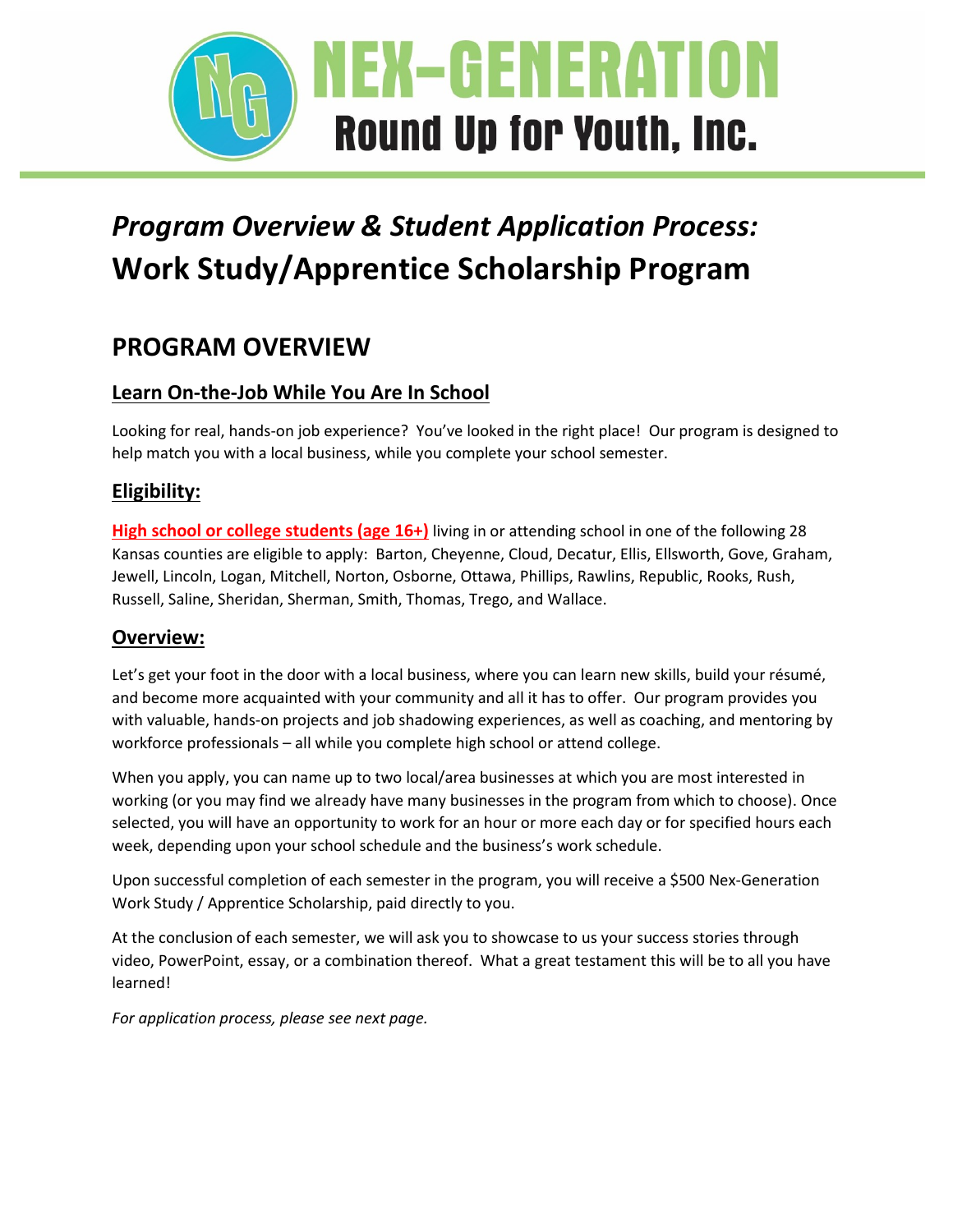# NEX-GENERATION

## Round Up for Youth, Inc.

# *Program Overview & Student Application Process:*
# Work Study/Apprentice Scholarship Program

## PROGRAM OVERVIEW

### Learn On-the-Job While You Are In School

Looking for real, hands-on job experience? You've looked in the right place! Our program is designed to help match you with a local business, while you complete your school semester.

### Eligibility:

**High school or college students (age 16+)** living in or attending school in one of the following 28 Kansas counties are eligible to apply: Barton, Cheyenne, Cloud, Decatur, Ellis, Ellsworth, Gove, Graham, Jewell, Lincoln, Logan, Mitchell, Norton, Osborne, Ottawa, Phillips, Rawlins, Republic, Rooks, Rush, Russell, Saline, Sheridan, Sherman, Smith, Thomas, Trego, and Wallace.

### Overview:

Let's get your foot in the door with a local business, where you can learn new skills, build your résumé, and become more acquainted with your community and all it has to offer. Our program provides you with valuable, hands-on projects and job shadowing experiences, as well as coaching, and mentoring by workforce professionals – all while you complete high school or attend college.

When you apply, you can name up to two local/area businesses at which you are most interested in working (or you may find we already have many businesses in the program from which to choose). Once selected, you will have an opportunity to work for an hour or more each day or for specified hours each week, depending upon your school schedule and the business's work schedule.

Upon successful completion of each semester in the program, you will receive a $500 Nex-Generation Work Study / Apprentice Scholarship, paid directly to you.

At the conclusion of each semester, we will ask you to showcase to us your success stories through video, PowerPoint, essay, or a combination thereof. What a great testament this will be to all you have learned!

*For application process, please see next page.*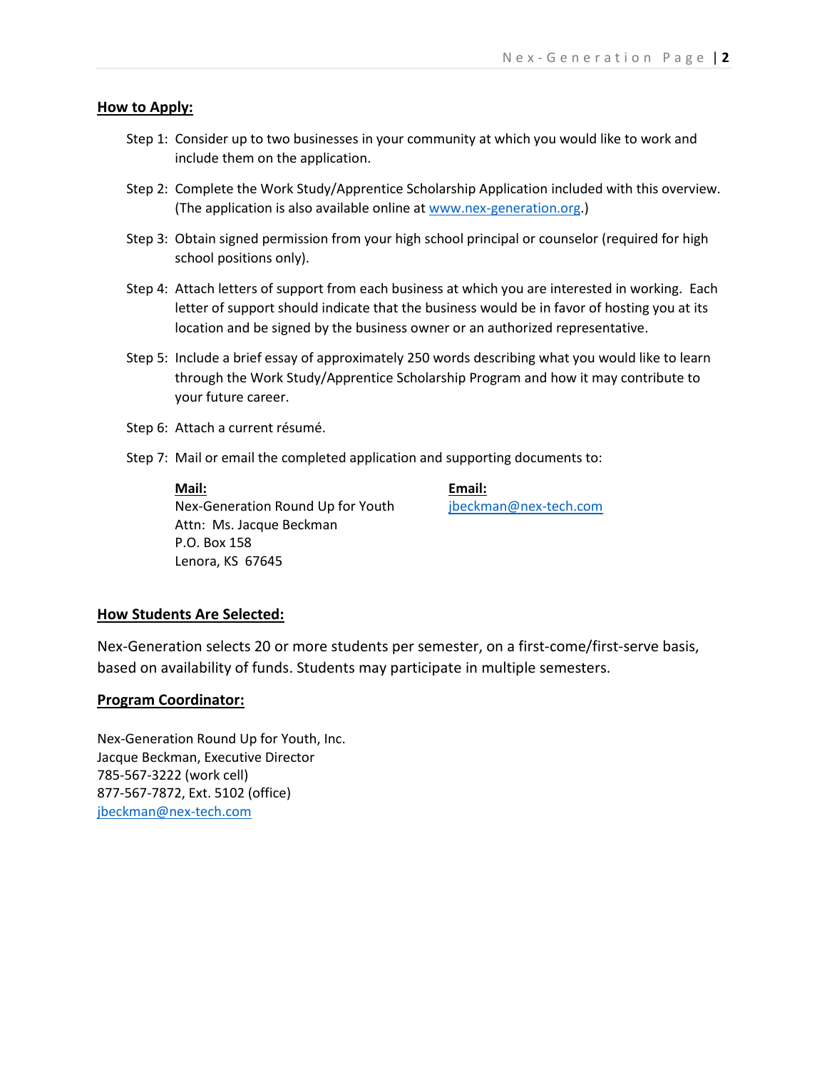## How to Apply:

Step 1: Consider up to two businesses in your community at which you would like to work and include them on the application.

Step 2: Complete the Work Study/Apprentice Scholarship Application included with this overview. (The application is also available online at www.nex-generation.org.)

Step 3: Obtain signed permission from your high school principal or counselor (required for high school positions only).

Step 4: Attach letters of support from each business at which you are interested in working. Each letter of support should indicate that the business would be in favor of hosting you at its location and be signed by the business owner or an authorized representative.

Step 5: Include a brief essay of approximately 250 words describing what you would like to learn through the Work Study/Apprentice Scholarship Program and how it may contribute to your future career.

Step 6: Attach a current résumé.

Step 7: Mail or email the completed application and supporting documents to:

**Mail:**
Nex-Generation Round Up for Youth
Attn: Ms. Jacque Beckman
P.O. Box 158
Lenora, KS 67645

**Email:**
jbeckman@nex-tech.com

## How Students Are Selected:

Nex-Generation selects 20 or more students per semester, on a first-come/first-serve basis, based on availability of funds. Students may participate in multiple semesters.

## Program Coordinator:

Nex-Generation Round Up for Youth, Inc.
Jacque Beckman, Executive Director
785-567-3222 (work cell)
877-567-7872, Ext. 5102 (office)
jbeckman@nex-tech.com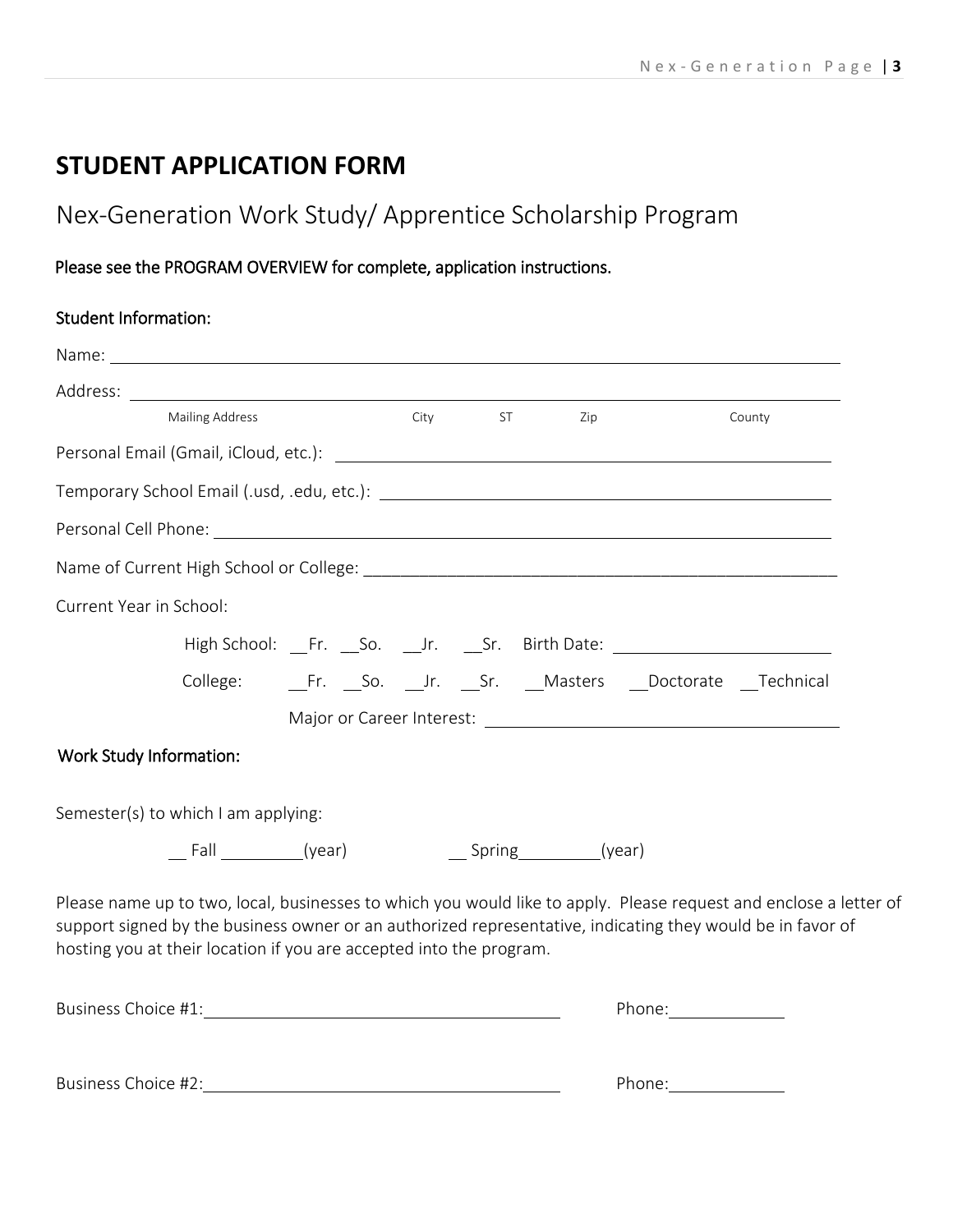# STUDENT APPLICATION FORM

## Nex-Generation Work Study/ Apprentice Scholarship Program

Please see the PROGRAM OVERVIEW for complete, application instructions.

### Student Information:

Name: ______________________________________________________________

Address: ______________________________________________________________
Mailing Address City ST Zip County

Personal Email (Gmail, iCloud, etc.): ______________________________________________

Temporary School Email (.usd, .edu, etc.): ______________________________________________

Personal Cell Phone: ______________________________________________________________

Name of Current High School or College: ______________________________________________

Current Year in School:

High School: __Fr. __So. __Jr. __Sr. Birth Date: ______________________

College: __Fr. __So. __Jr. __Sr. __Masters __Doctorate __Technical

Major or Career Interest: ______________________________________

### Work Study Information:

Semester(s) to which I am applying:

__ Fall _________(year) __ Spring_________(year)

Please name up to two, local, businesses to which you would like to apply. Please request and enclose a letter of support signed by the business owner or an authorized representative, indicating they would be in favor of hosting you at their location if you are accepted into the program.

Business Choice #1:______________________________________ Phone:____________

Business Choice #2:______________________________________ Phone:____________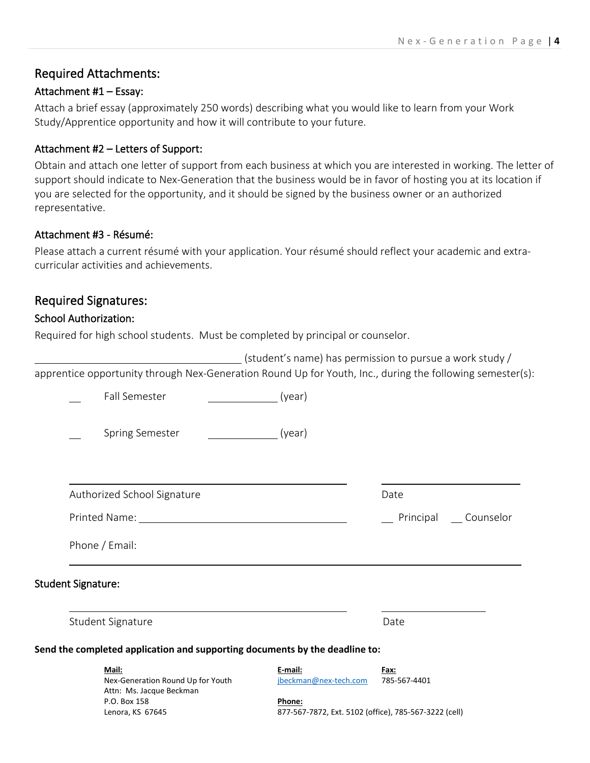## Required Attachments:

### Attachment #1 – Essay:

Attach a brief essay (approximately 250 words) describing what you would like to learn from your Work Study/Apprentice opportunity and how it will contribute to your future.

### Attachment #2 – Letters of Support:

Obtain and attach one letter of support from each business at which you are interested in working. The letter of support should indicate to Nex-Generation that the business would be in favor of hosting you at its location if you are selected for the opportunity, and it should be signed by the business owner or an authorized representative.

### Attachment #3 - Résumé:

Please attach a current résumé with your application. Your résumé should reflect your academic and extra-curricular activities and achievements.

## Required Signatures:

### School Authorization:

Required for high school students. Must be completed by principal or counselor.

______________________________ (student's name) has permission to pursue a work study / apprentice opportunity through Nex-Generation Round Up for Youth, Inc., during the following semester(s):

__ Fall Semester __________ (year)

__ Spring Semester __________ (year)

______________________________ Authorized School Signature

______________ Date

Printed Name: ______________________________

__ Principal __ Counselor

Phone / Email: ______________________________

### Student Signature:

______________________________ Student Signature

______________ Date

**Send the completed application and supporting documents by the deadline to:**

**Mail:**
Nex-Generation Round Up for Youth
Attn: Ms. Jacque Beckman
P.O. Box 158
Lenora, KS 67645

**E-mail:**
jbeckman@nex-tech.com

**Fax:**
785-567-4401

**Phone:**
877-567-7872, Ext. 5102 (office), 785-567-3222 (cell)